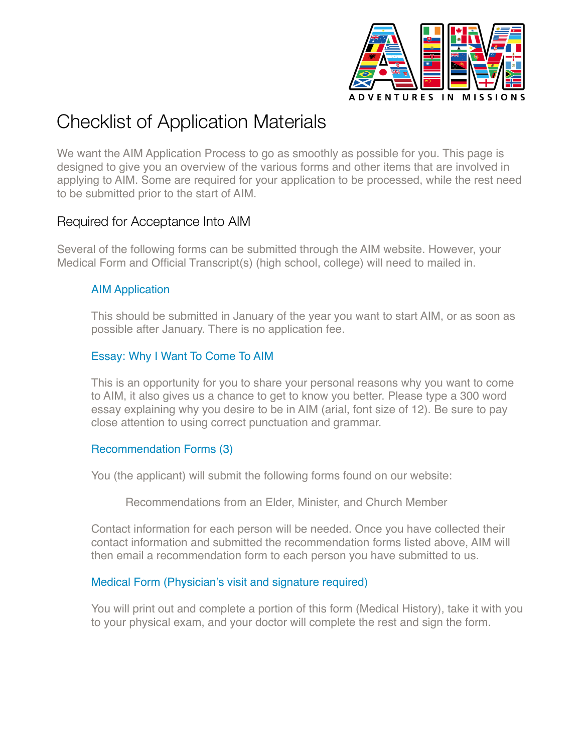ADVENTURES IN MISSIONS

# Checklist of Application Materials

We want the AIM Application Process to go as smoothly as possible for you. This page is designed to give you an overview of the various forms and other items that are involved in applying to AIM. Some are required for your application to be processed, while the rest need to be submitted prior to the start of AIM.

## Required for Acceptance Into AIM

Several of the following forms can be submitted through the AIM website. However, your Medical Form and Official Transcript(s) (high school, college) will need to mailed in.

### AIM Application

This should be submitted in January of the year you want to start AIM, or as soon as possible after January. There is no application fee.

### Essay: Why I Want To Come To AIM

This is an opportunity for you to share your personal reasons why you want to come to AIM, it also gives us a chance to get to know you better. Please type a 300 word essay explaining why you desire to be in AIM (arial, font size of 12). Be sure to pay close attention to using correct punctuation and grammar.

### Recommendation Forms (3)

You (the applicant) will submit the following forms found on our website:

Recommendations from an Elder, Minister, and Church Member

Contact information for each person will be needed. Once you have collected their contact information and submitted the recommendation forms listed above, AIM will then email a recommendation form to each person you have submitted to us.

### Medical Form (Physician's visit and signature required)

You will print out and complete a portion of this form (Medical History), take it with you to your physical exam, and your doctor will complete the rest and sign the form.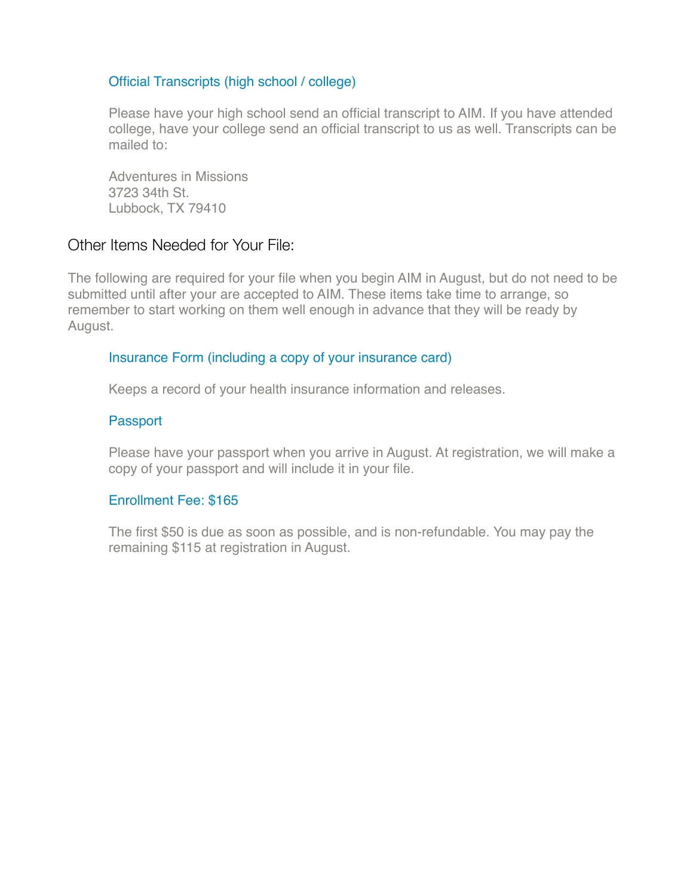### Official Transcripts (high school / college)

Please have your high school send an official transcript to AIM. If you have attended college, have your college send an official transcript to us as well. Transcripts can be mailed to:

Adventures in Missions
3723 34th St.
Lubbock, TX 79410

## Other Items Needed for Your File:

The following are required for your file when you begin AIM in August, but do not need to be submitted until after your are accepted to AIM. These items take time to arrange, so remember to start working on them well enough in advance that they will be ready by August.

### Insurance Form (including a copy of your insurance card)

Keeps a record of your health insurance information and releases.

### Passport

Please have your passport when you arrive in August. At registration, we will make a copy of your passport and will include it in your file.

### Enrollment Fee: $165

The first $50 is due as soon as possible, and is non-refundable. You may pay the remaining $115 at registration in August.